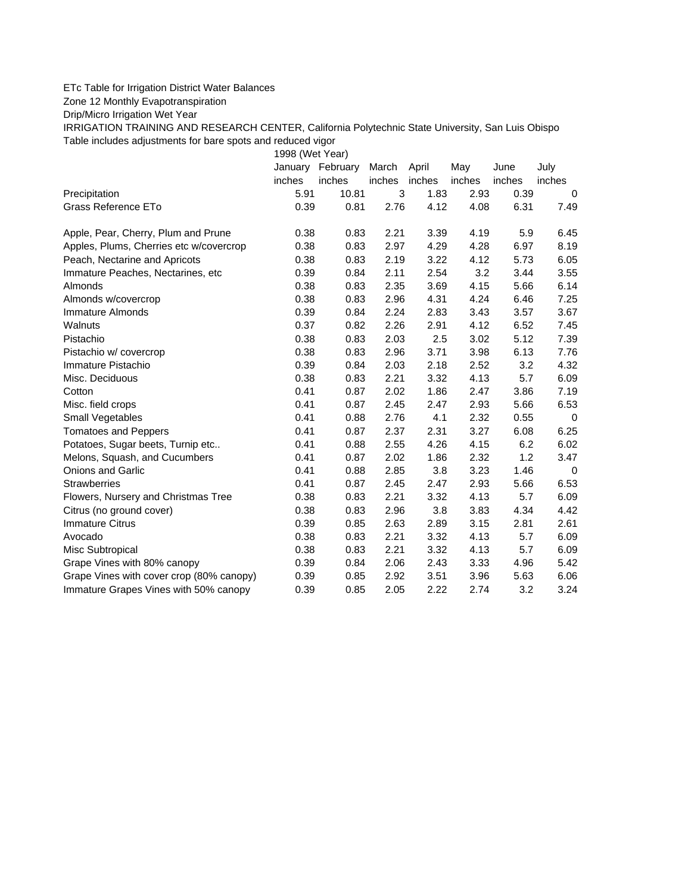ETc Table for Irrigation District Water Balances

Zone 12 Monthly Evapotranspiration

Drip/Micro Irrigation Wet Year

IRRIGATION TRAINING AND RESEARCH CENTER, California Polytechnic State University, San Luis Obispo

Table includes adjustments for bare spots and reduced vigor

| | 1998 (Wet Year) | | | | | | |
|---|---|---|---|---|---|---|---|
| | January | February | March | April | May | June | July |
| | inches | inches | inches | inches | inches | inches | inches |
| Precipitation | 5.91 | 10.81 | 3 | 1.83 | 2.93 | 0.39 | 0 |
| Grass Reference ETo | 0.39 | 0.81 | 2.76 | 4.12 | 4.08 | 6.31 | 7.49 |
| | | | | | | | |
| Apple, Pear, Cherry, Plum and Prune | 0.38 | 0.83 | 2.21 | 3.39 | 4.19 | 5.9 | 6.45 |
| Apples, Plums, Cherries etc w/covercrop | 0.38 | 0.83 | 2.97 | 4.29 | 4.28 | 6.97 | 8.19 |
| Peach, Nectarine and Apricots | 0.38 | 0.83 | 2.19 | 3.22 | 4.12 | 5.73 | 6.05 |
| Immature Peaches, Nectarines, etc | 0.39 | 0.84 | 2.11 | 2.54 | 3.2 | 3.44 | 3.55 |
| Almonds | 0.38 | 0.83 | 2.35 | 3.69 | 4.15 | 5.66 | 6.14 |
| Almonds w/covercrop | 0.38 | 0.83 | 2.96 | 4.31 | 4.24 | 6.46 | 7.25 |
| Immature Almonds | 0.39 | 0.84 | 2.24 | 2.83 | 3.43 | 3.57 | 3.67 |
| Walnuts | 0.37 | 0.82 | 2.26 | 2.91 | 4.12 | 6.52 | 7.45 |
| Pistachio | 0.38 | 0.83 | 2.03 | 2.5 | 3.02 | 5.12 | 7.39 |
| Pistachio w/ covercrop | 0.38 | 0.83 | 2.96 | 3.71 | 3.98 | 6.13 | 7.76 |
| Immature Pistachio | 0.39 | 0.84 | 2.03 | 2.18 | 2.52 | 3.2 | 4.32 |
| Misc. Deciduous | 0.38 | 0.83 | 2.21 | 3.32 | 4.13 | 5.7 | 6.09 |
| Cotton | 0.41 | 0.87 | 2.02 | 1.86 | 2.47 | 3.86 | 7.19 |
| Misc. field crops | 0.41 | 0.87 | 2.45 | 2.47 | 2.93 | 5.66 | 6.53 |
| Small Vegetables | 0.41 | 0.88 | 2.76 | 4.1 | 2.32 | 0.55 | 0 |
| Tomatoes and Peppers | 0.41 | 0.87 | 2.37 | 2.31 | 3.27 | 6.08 | 6.25 |
| Potatoes, Sugar beets, Turnip etc.. | 0.41 | 0.88 | 2.55 | 4.26 | 4.15 | 6.2 | 6.02 |
| Melons, Squash, and Cucumbers | 0.41 | 0.87 | 2.02 | 1.86 | 2.32 | 1.2 | 3.47 |
| Onions and Garlic | 0.41 | 0.88 | 2.85 | 3.8 | 3.23 | 1.46 | 0 |
| Strawberries | 0.41 | 0.87 | 2.45 | 2.47 | 2.93 | 5.66 | 6.53 |
| Flowers, Nursery and Christmas Tree | 0.38 | 0.83 | 2.21 | 3.32 | 4.13 | 5.7 | 6.09 |
| Citrus (no ground cover) | 0.38 | 0.83 | 2.96 | 3.8 | 3.83 | 4.34 | 4.42 |
| Immature Citrus | 0.39 | 0.85 | 2.63 | 2.89 | 3.15 | 2.81 | 2.61 |
| Avocado | 0.38 | 0.83 | 2.21 | 3.32 | 4.13 | 5.7 | 6.09 |
| Misc Subtropical | 0.38 | 0.83 | 2.21 | 3.32 | 4.13 | 5.7 | 6.09 |
| Grape Vines with 80% canopy | 0.39 | 0.84 | 2.06 | 2.43 | 3.33 | 4.96 | 5.42 |
| Grape Vines with cover crop (80% canopy) | 0.39 | 0.85 | 2.92 | 3.51 | 3.96 | 5.63 | 6.06 |
| Immature Grapes Vines with 50% canopy | 0.39 | 0.85 | 2.05 | 2.22 | 2.74 | 3.2 | 3.24 |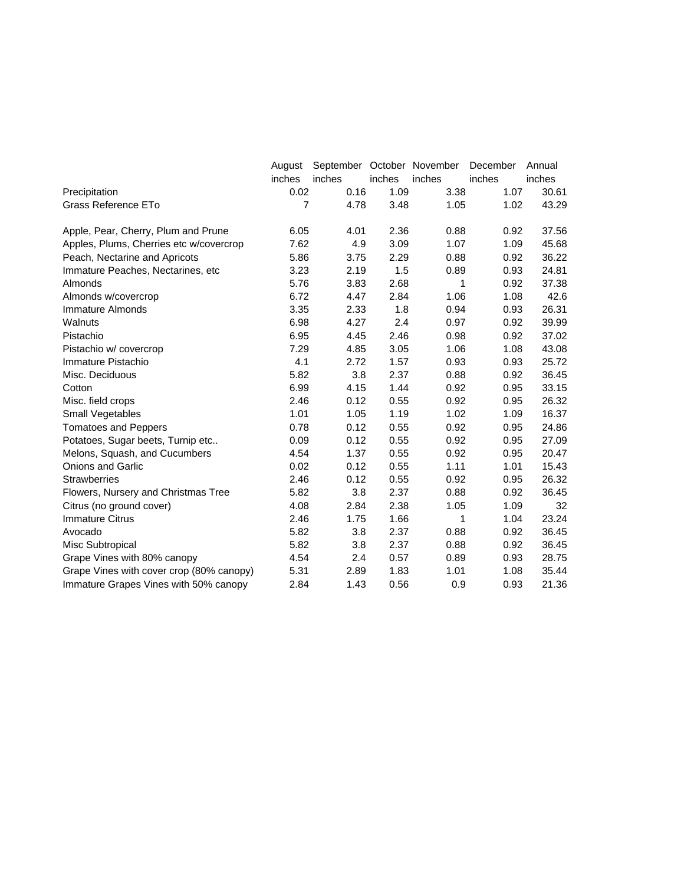| | August inches | September inches | October inches | November inches | December inches | Annual inches |
|---|---|---|---|---|---|---|
| Precipitation | 0.02 | 0.16 | 1.09 | 3.38 | 1.07 | 30.61 |
| Grass Reference ETo | 7 | 4.78 | 3.48 | 1.05 | 1.02 | 43.29 |
| | | | | | | |
| Apple, Pear, Cherry, Plum and Prune | 6.05 | 4.01 | 2.36 | 0.88 | 0.92 | 37.56 |
| Apples, Plums, Cherries etc w/covercrop | 7.62 | 4.9 | 3.09 | 1.07 | 1.09 | 45.68 |
| Peach, Nectarine and Apricots | 5.86 | 3.75 | 2.29 | 0.88 | 0.92 | 36.22 |
| Immature Peaches, Nectarines, etc | 3.23 | 2.19 | 1.5 | 0.89 | 0.93 | 24.81 |
| Almonds | 5.76 | 3.83 | 2.68 | 1 | 0.92 | 37.38 |
| Almonds w/covercrop | 6.72 | 4.47 | 2.84 | 1.06 | 1.08 | 42.6 |
| Immature Almonds | 3.35 | 2.33 | 1.8 | 0.94 | 0.93 | 26.31 |
| Walnuts | 6.98 | 4.27 | 2.4 | 0.97 | 0.92 | 39.99 |
| Pistachio | 6.95 | 4.45 | 2.46 | 0.98 | 0.92 | 37.02 |
| Pistachio w/ covercrop | 7.29 | 4.85 | 3.05 | 1.06 | 1.08 | 43.08 |
| Immature Pistachio | 4.1 | 2.72 | 1.57 | 0.93 | 0.93 | 25.72 |
| Misc. Deciduous | 5.82 | 3.8 | 2.37 | 0.88 | 0.92 | 36.45 |
| Cotton | 6.99 | 4.15 | 1.44 | 0.92 | 0.95 | 33.15 |
| Misc. field crops | 2.46 | 0.12 | 0.55 | 0.92 | 0.95 | 26.32 |
| Small Vegetables | 1.01 | 1.05 | 1.19 | 1.02 | 1.09 | 16.37 |
| Tomatoes and Peppers | 0.78 | 0.12 | 0.55 | 0.92 | 0.95 | 24.86 |
| Potatoes, Sugar beets, Turnip etc.. | 0.09 | 0.12 | 0.55 | 0.92 | 0.95 | 27.09 |
| Melons, Squash, and Cucumbers | 4.54 | 1.37 | 0.55 | 0.92 | 0.95 | 20.47 |
| Onions and Garlic | 0.02 | 0.12 | 0.55 | 1.11 | 1.01 | 15.43 |
| Strawberries | 2.46 | 0.12 | 0.55 | 0.92 | 0.95 | 26.32 |
| Flowers, Nursery and Christmas Tree | 5.82 | 3.8 | 2.37 | 0.88 | 0.92 | 36.45 |
| Citrus (no ground cover) | 4.08 | 2.84 | 2.38 | 1.05 | 1.09 | 32 |
| Immature Citrus | 2.46 | 1.75 | 1.66 | 1 | 1.04 | 23.24 |
| Avocado | 5.82 | 3.8 | 2.37 | 0.88 | 0.92 | 36.45 |
| Misc Subtropical | 5.82 | 3.8 | 2.37 | 0.88 | 0.92 | 36.45 |
| Grape Vines with 80% canopy | 4.54 | 2.4 | 0.57 | 0.89 | 0.93 | 28.75 |
| Grape Vines with cover crop (80% canopy) | 5.31 | 2.89 | 1.83 | 1.01 | 1.08 | 35.44 |
| Immature Grapes Vines with 50% canopy | 2.84 | 1.43 | 0.56 | 0.9 | 0.93 | 21.36 |